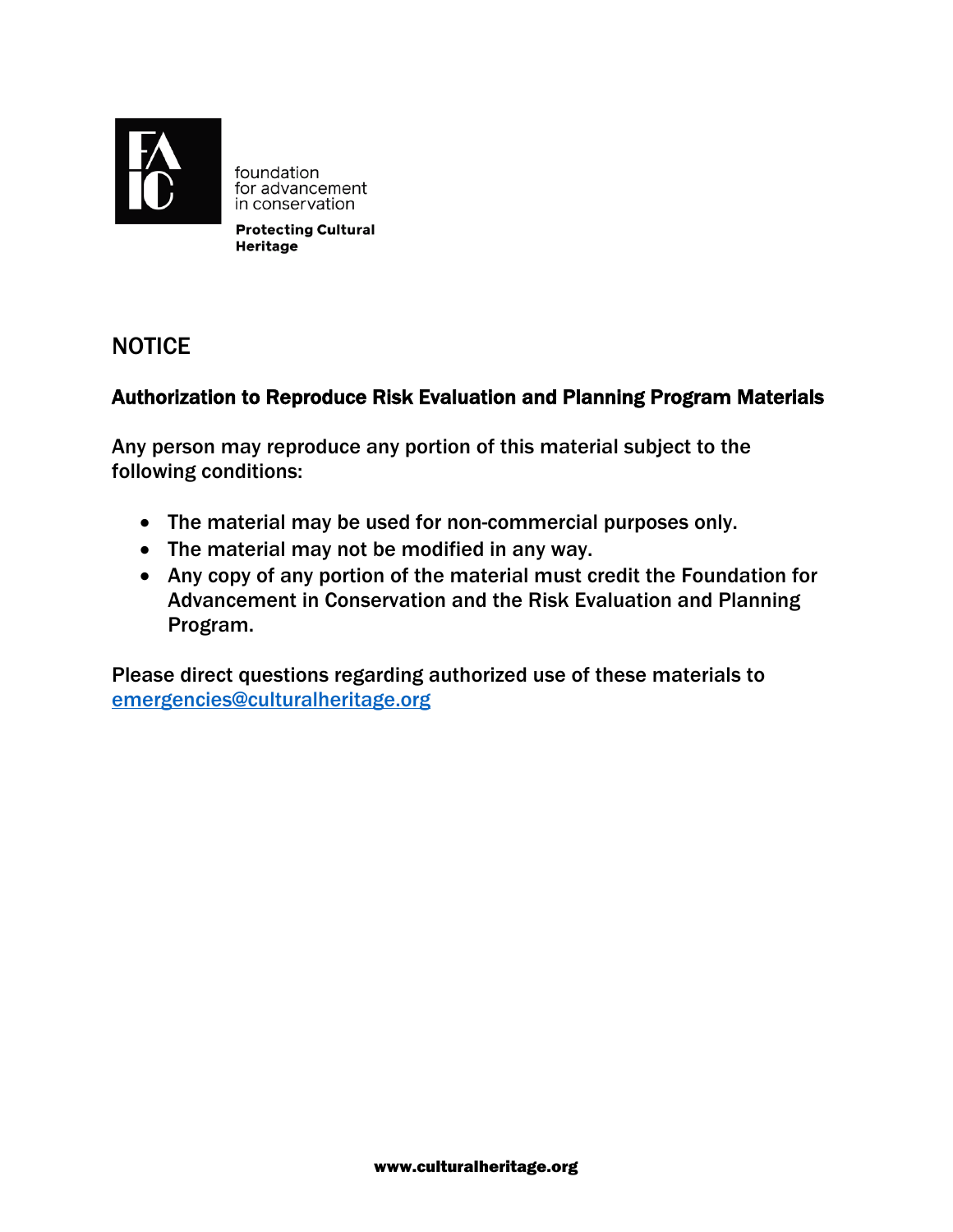foundation
for advancement
in conservation

**Protecting Cultural Heritage**

## NOTICE

### Authorization to Reproduce Risk Evaluation and Planning Program Materials

Any person may reproduce any portion of this material subject to the following conditions:

- The material may be used for non-commercial purposes only.
- The material may not be modified in any way.
- Any copy of any portion of the material must credit the Foundation for Advancement in Conservation and the Risk Evaluation and Planning Program.

Please direct questions regarding authorized use of these materials to emergencies@culturalheritage.org

**www.culturalheritage.org**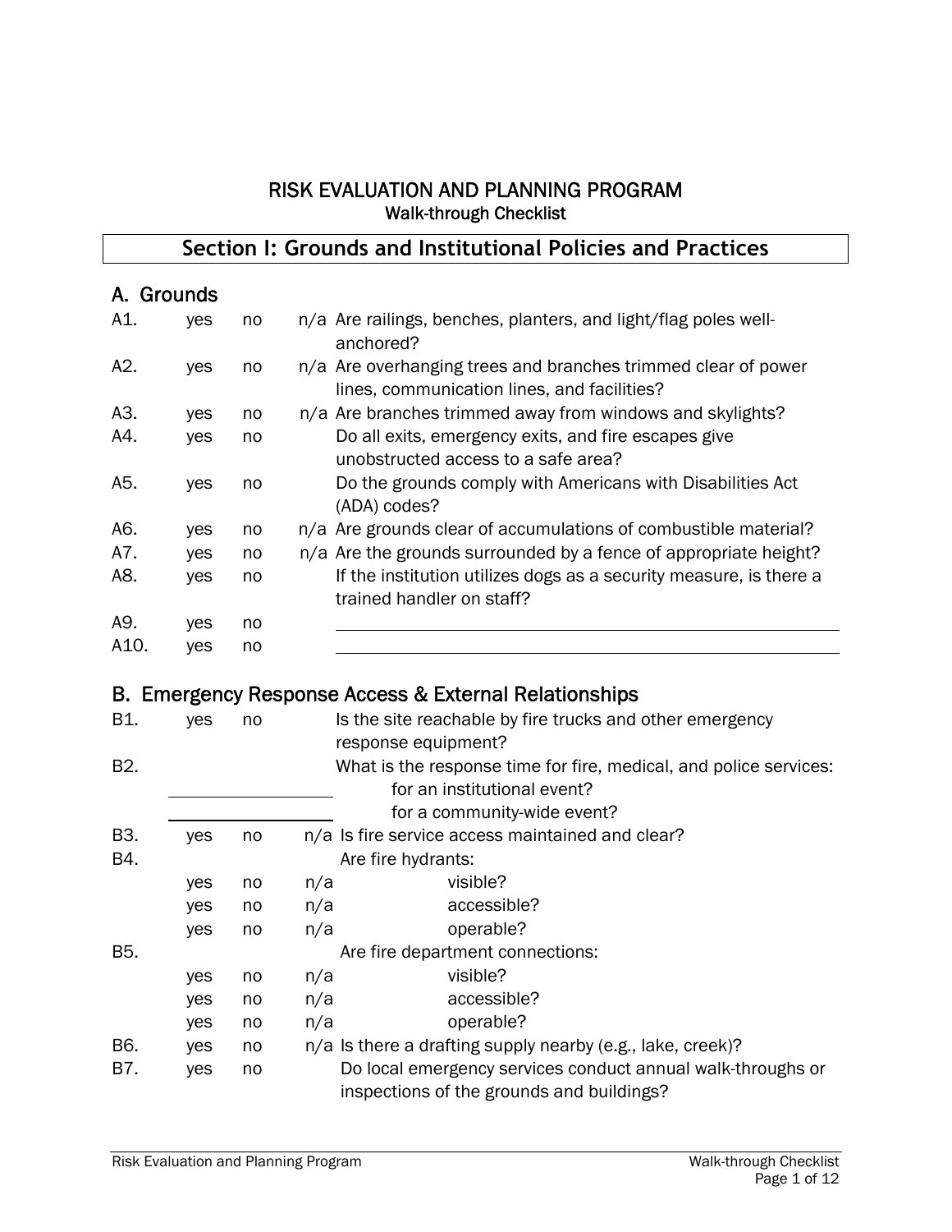# RISK EVALUATION AND PLANNING PROGRAM

Walk-through Checklist

## Section I: Grounds and Institutional Policies and Practices

### A. Grounds

| | | | | |
|---|---|---|---|---|
| A1. | yes | no | n/a | Are railings, benches, planters, and light/flag poles well-anchored? |
| A2. | yes | no | n/a | Are overhanging trees and branches trimmed clear of power lines, communication lines, and facilities? |
| A3. | yes | no | n/a | Are branches trimmed away from windows and skylights? |
| A4. | yes | no | | Do all exits, emergency exits, and fire escapes give unobstructed access to a safe area? |
| A5. | yes | no | | Do the grounds comply with Americans with Disabilities Act (ADA) codes? |
| A6. | yes | no | n/a | Are grounds clear of accumulations of combustible material? |
| A7. | yes | no | n/a | Are the grounds surrounded by a fence of appropriate height? |
| A8. | yes | no | | If the institution utilizes dogs as a security measure, is there a trained handler on staff? |
| A9. | yes | no | | ______________________________ |
| A10. | yes | no | | ______________________________ |

### B. Emergency Response Access & External Relationships

| | | | | |
|---|---|---|---|---|
| B1. | yes | no | | Is the site reachable by fire trucks and other emergency response equipment? |
| B2. | | | | What is the response time for fire, medical, and police services: |
| | ______________ | | | for an institutional event? |
| | ______________ | | | for a community-wide event? |
| B3. | yes | no | n/a | Is fire service access maintained and clear? |
| B4. | | | | Are fire hydrants: |
| | yes | no | n/a | visible? |
| | yes | no | n/a | accessible? |
| | yes | no | n/a | operable? |
| B5. | | | | Are fire department connections: |
| | yes | no | n/a | visible? |
| | yes | no | n/a | accessible? |
| | yes | no | n/a | operable? |
| B6. | yes | no | n/a | Is there a drafting supply nearby (e.g., lake, creek)? |
| B7. | yes | no | | Do local emergency services conduct annual walk-throughs or inspections of the grounds and buildings? |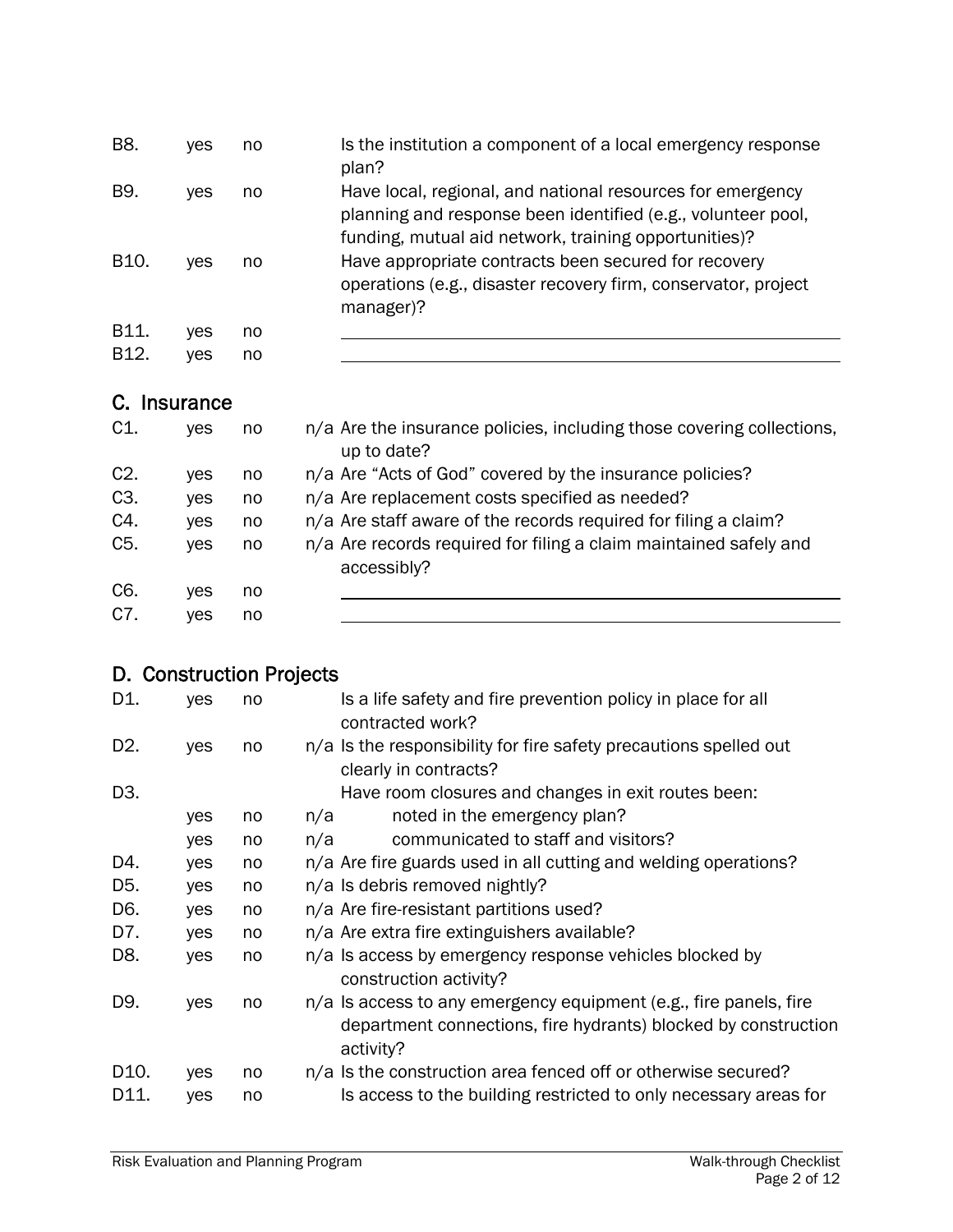| | | | | |
|---|---|---|---|---|
| B8. | yes | no | | Is the institution a component of a local emergency response plan? |
| B9. | yes | no | | Have local, regional, and national resources for emergency planning and response been identified (e.g., volunteer pool, funding, mutual aid network, training opportunities)? |
| B10. | yes | no | | Have appropriate contracts been secured for recovery operations (e.g., disaster recovery firm, conservator, project manager)? |
| B11. | yes | no | | ______________________________ |
| B12. | yes | no | | ______________________________ |

## C. Insurance

| | | | | |
|---|---|---|---|---|
| C1. | yes | no | n/a | Are the insurance policies, including those covering collections, up to date? |
| C2. | yes | no | n/a | Are "Acts of God" covered by the insurance policies? |
| C3. | yes | no | n/a | Are replacement costs specified as needed? |
| C4. | yes | no | n/a | Are staff aware of the records required for filing a claim? |
| C5. | yes | no | n/a | Are records required for filing a claim maintained safely and accessibly? |
| C6. | yes | no | | ______________________________ |
| C7. | yes | no | | ______________________________ |

## D. Construction Projects

| | | | | |
|---|---|---|---|---|
| D1. | yes | no | | Is a life safety and fire prevention policy in place for all contracted work? |
| D2. | yes | no | n/a | Is the responsibility for fire safety precautions spelled out clearly in contracts? |
| D3. | | | | Have room closures and changes in exit routes been: |
| | yes | no | n/a | noted in the emergency plan? |
| | yes | no | n/a | communicated to staff and visitors? |
| D4. | yes | no | n/a | Are fire guards used in all cutting and welding operations? |
| D5. | yes | no | n/a | Is debris removed nightly? |
| D6. | yes | no | n/a | Are fire-resistant partitions used? |
| D7. | yes | no | n/a | Are extra fire extinguishers available? |
| D8. | yes | no | n/a | Is access by emergency response vehicles blocked by construction activity? |
| D9. | yes | no | n/a | Is access to any emergency equipment (e.g., fire panels, fire department connections, fire hydrants) blocked by construction activity? |
| D10. | yes | no | n/a | Is the construction area fenced off or otherwise secured? |
| D11. | yes | no | | Is access to the building restricted to only necessary areas for |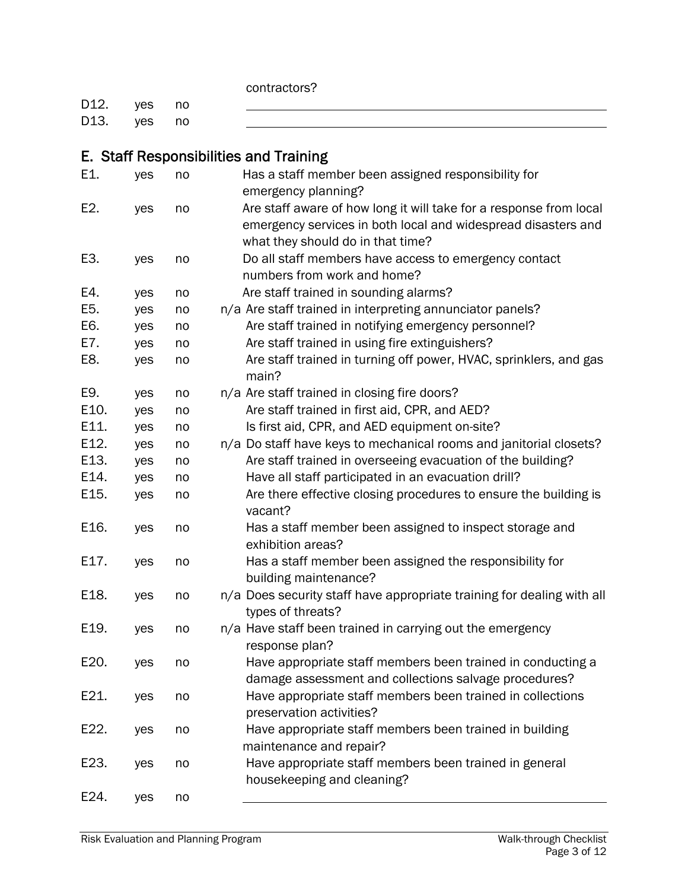contractors?

| | | | | |
|---|---|---|---|---|
| D12. | yes | no | | ______ |
| D13. | yes | no | | ______ |

## E. Staff Responsibilities and Training

| | | | | |
|---|---|---|---|---|
| E1. | yes | no | | Has a staff member been assigned responsibility for emergency planning? |
| E2. | yes | no | | Are staff aware of how long it will take for a response from local emergency services in both local and widespread disasters and what they should do in that time? |
| E3. | yes | no | | Do all staff members have access to emergency contact numbers from work and home? |
| E4. | yes | no | | Are staff trained in sounding alarms? |
| E5. | yes | no | n/a | Are staff trained in interpreting annunciator panels? |
| E6. | yes | no | | Are staff trained in notifying emergency personnel? |
| E7. | yes | no | | Are staff trained in using fire extinguishers? |
| E8. | yes | no | | Are staff trained in turning off power, HVAC, sprinklers, and gas main? |
| E9. | yes | no | n/a | Are staff trained in closing fire doors? |
| E10. | yes | no | | Are staff trained in first aid, CPR, and AED? |
| E11. | yes | no | | Is first aid, CPR, and AED equipment on-site? |
| E12. | yes | no | n/a | Do staff have keys to mechanical rooms and janitorial closets? |
| E13. | yes | no | | Are staff trained in overseeing evacuation of the building? |
| E14. | yes | no | | Have all staff participated in an evacuation drill? |
| E15. | yes | no | | Are there effective closing procedures to ensure the building is vacant? |
| E16. | yes | no | | Has a staff member been assigned to inspect storage and exhibition areas? |
| E17. | yes | no | | Has a staff member been assigned the responsibility for building maintenance? |
| E18. | yes | no | n/a | Does security staff have appropriate training for dealing with all types of threats? |
| E19. | yes | no | n/a | Have staff been trained in carrying out the emergency response plan? |
| E20. | yes | no | | Have appropriate staff members been trained in conducting a damage assessment and collections salvage procedures? |
| E21. | yes | no | | Have appropriate staff members been trained in collections preservation activities? |
| E22. | yes | no | | Have appropriate staff members been trained in building maintenance and repair? |
| E23. | yes | no | | Have appropriate staff members been trained in general housekeeping and cleaning? |
| E24. | yes | no | | ______ |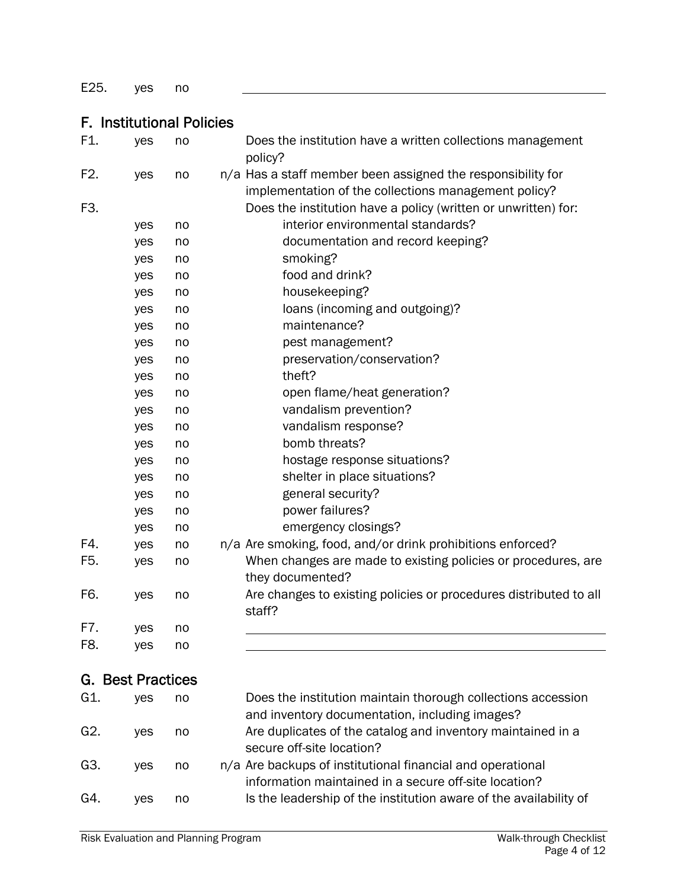| | | | | |
|---|---|---|---|---|
| E25. | yes | no | | ___ |

## F. Institutional Policies

| | | | | |
|---|---|---|---|---|
| F1. | yes | no | | Does the institution have a written collections management policy? |
| F2. | yes | no | n/a | Has a staff member been assigned the responsibility for implementation of the collections management policy? |
| F3. | | | | Does the institution have a policy (written or unwritten) for: |
| | yes | no | | interior environmental standards? |
| | yes | no | | documentation and record keeping? |
| | yes | no | | smoking? |
| | yes | no | | food and drink? |
| | yes | no | | housekeeping? |
| | yes | no | | loans (incoming and outgoing)? |
| | yes | no | | maintenance? |
| | yes | no | | pest management? |
| | yes | no | | preservation/conservation? |
| | yes | no | | theft? |
| | yes | no | | open flame/heat generation? |
| | yes | no | | vandalism prevention? |
| | yes | no | | vandalism response? |
| | yes | no | | bomb threats? |
| | yes | no | | hostage response situations? |
| | yes | no | | shelter in place situations? |
| | yes | no | | general security? |
| | yes | no | | power failures? |
| | yes | no | | emergency closings? |
| F4. | yes | no | n/a | Are smoking, food, and/or drink prohibitions enforced? |
| F5. | yes | no | | When changes are made to existing policies or procedures, are they documented? |
| F6. | yes | no | | Are changes to existing policies or procedures distributed to all staff? |
| F7. | yes | no | | ___ |
| F8. | yes | no | | ___ |

## G. Best Practices

| | | | | |
|---|---|---|---|---|
| G1. | yes | no | | Does the institution maintain thorough collections accession and inventory documentation, including images? |
| G2. | yes | no | | Are duplicates of the catalog and inventory maintained in a secure off-site location? |
| G3. | yes | no | n/a | Are backups of institutional financial and operational information maintained in a secure off-site location? |
| G4. | yes | no | | Is the leadership of the institution aware of the availability of |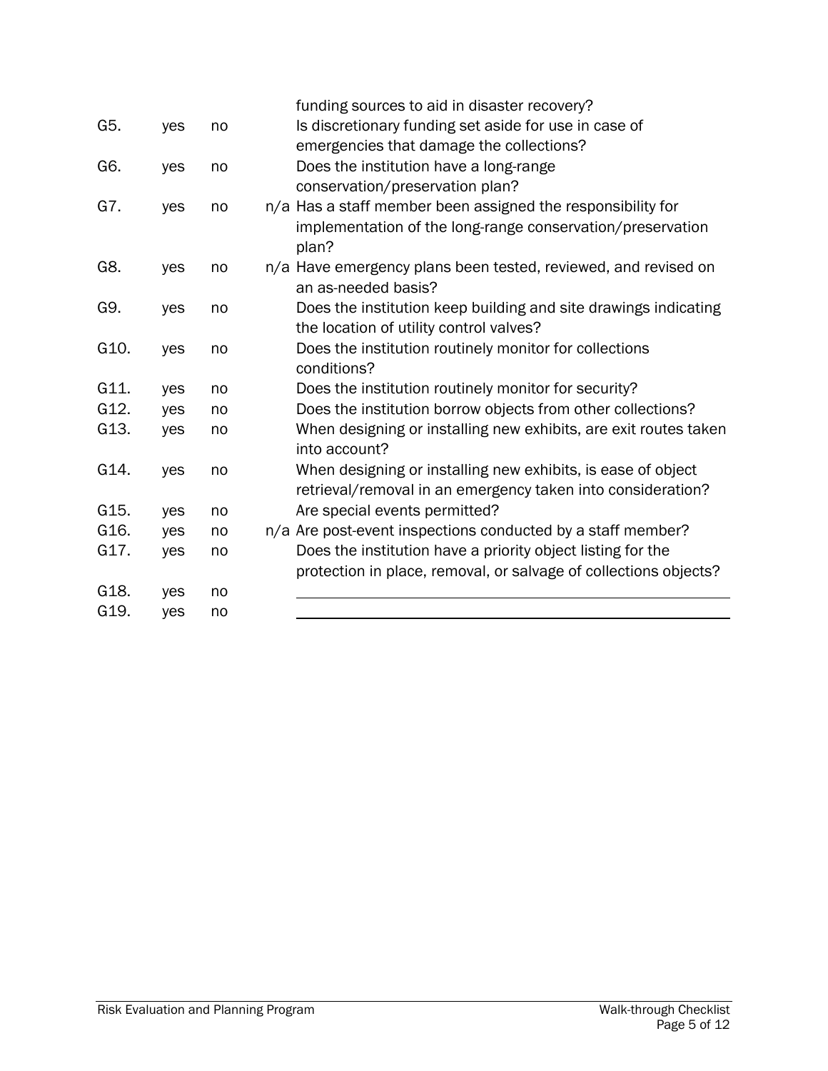| | | | | |
|---|---|---|---|---|
| | | | | funding sources to aid in disaster recovery? |
| G5. | yes | no | | Is discretionary funding set aside for use in case of emergencies that damage the collections? |
| G6. | yes | no | | Does the institution have a long-range conservation/preservation plan? |
| G7. | yes | no | n/a | Has a staff member been assigned the responsibility for implementation of the long-range conservation/preservation plan? |
| G8. | yes | no | n/a | Have emergency plans been tested, reviewed, and revised on an as-needed basis? |
| G9. | yes | no | | Does the institution keep building and site drawings indicating the location of utility control valves? |
| G10. | yes | no | | Does the institution routinely monitor for collections conditions? |
| G11. | yes | no | | Does the institution routinely monitor for security? |
| G12. | yes | no | | Does the institution borrow objects from other collections? |
| G13. | yes | no | | When designing or installing new exhibits, are exit routes taken into account? |
| G14. | yes | no | | When designing or installing new exhibits, is ease of object retrieval/removal in an emergency taken into consideration? |
| G15. | yes | no | | Are special events permitted? |
| G16. | yes | no | n/a | Are post-event inspections conducted by a staff member? |
| G17. | yes | no | | Does the institution have a priority object listing for the protection in place, removal, or salvage of collections objects? |
| G18. | yes | no | | ______________________________ |
| G19. | yes | no | | ______________________________ |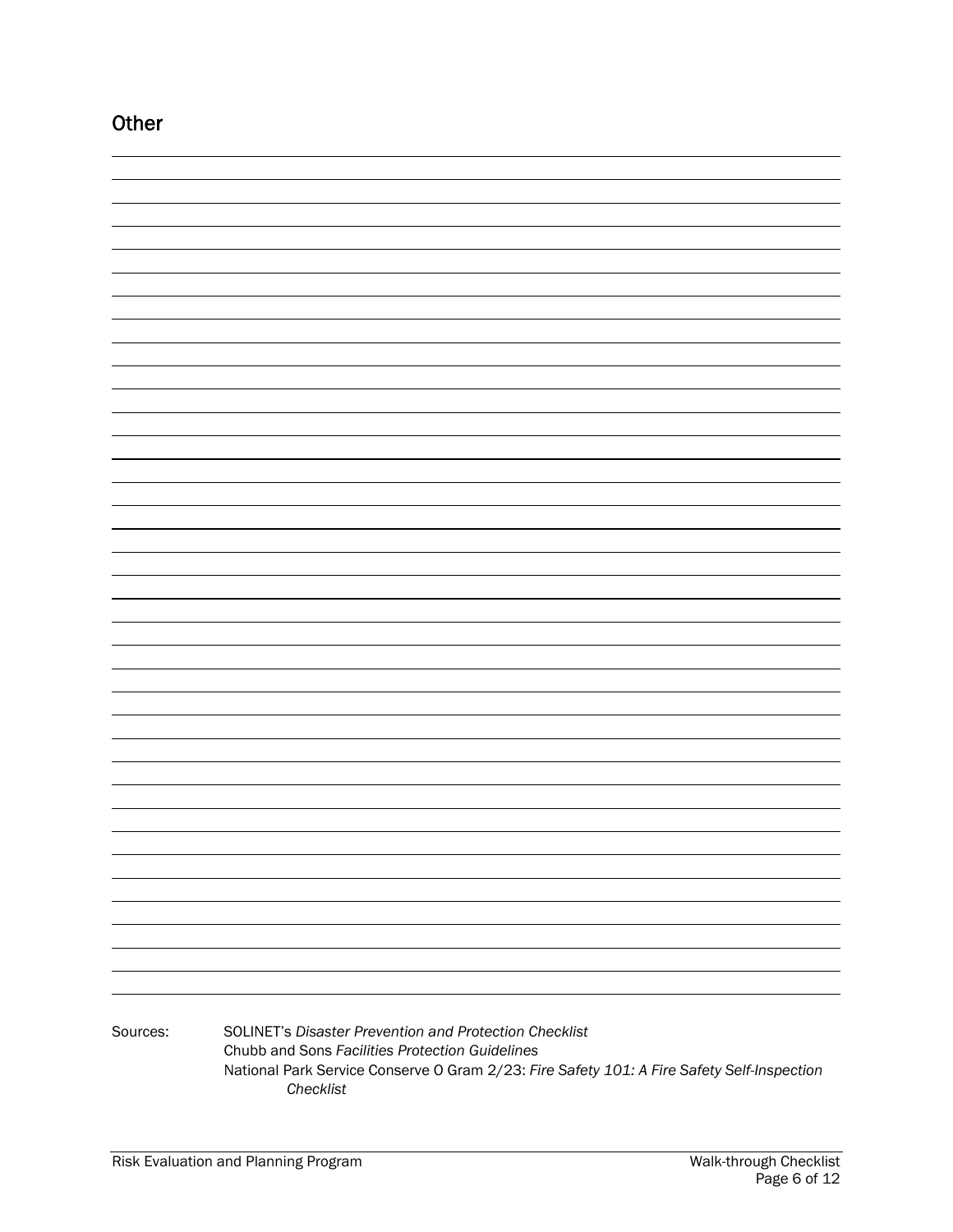## Other

Sources: SOLINET's *Disaster Prevention and Protection Checklist*
Chubb and Sons *Facilities Protection Guidelines*
National Park Service Conserve O Gram 2/23: *Fire Safety 101: A Fire Safety Self-Inspection Checklist*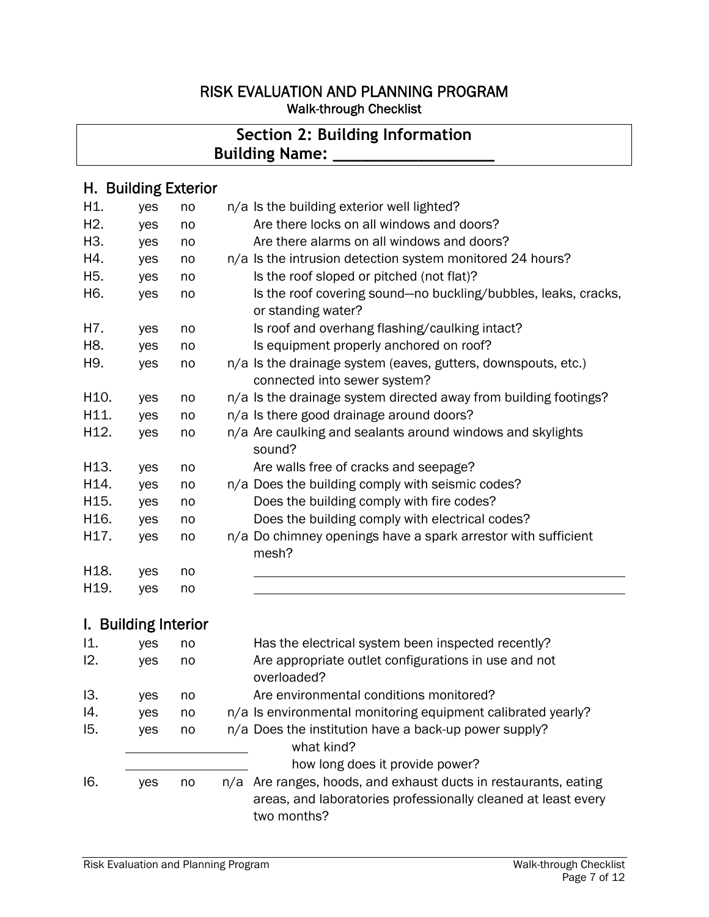# RISK EVALUATION AND PLANNING PROGRAM

Walk-through Checklist

## Section 2: Building Information

**Building Name: ____________________**

### H. Building Exterior

| | | | | |
|---|---|---|---|---|
| H1. | yes | no | n/a | Is the building exterior well lighted? |
| H2. | yes | no | | Are there locks on all windows and doors? |
| H3. | yes | no | | Are there alarms on all windows and doors? |
| H4. | yes | no | n/a | Is the intrusion detection system monitored 24 hours? |
| H5. | yes | no | | Is the roof sloped or pitched (not flat)? |
| H6. | yes | no | | Is the roof covering sound—no buckling/bubbles, leaks, cracks, or standing water? |
| H7. | yes | no | | Is roof and overhang flashing/caulking intact? |
| H8. | yes | no | | Is equipment properly anchored on roof? |
| H9. | yes | no | n/a | Is the drainage system (eaves, gutters, downspouts, etc.) connected into sewer system? |
| H10. | yes | no | n/a | Is the drainage system directed away from building footings? |
| H11. | yes | no | n/a | Is there good drainage around doors? |
| H12. | yes | no | n/a | Are caulking and sealants around windows and skylights sound? |
| H13. | yes | no | | Are walls free of cracks and seepage? |
| H14. | yes | no | n/a | Does the building comply with seismic codes? |
| H15. | yes | no | | Does the building comply with fire codes? |
| H16. | yes | no | | Does the building comply with electrical codes? |
| H17. | yes | no | n/a | Do chimney openings have a spark arrestor with sufficient mesh? |
| H18. | yes | no | | ____________________ |
| H19. | yes | no | | ____________________ |

### I. Building Interior

| | | | | |
|---|---|---|---|---|
| I1. | yes | no | | Has the electrical system been inspected recently? |
| I2. | yes | no | | Are appropriate outlet configurations in use and not overloaded? |
| I3. | yes | no | | Are environmental conditions monitored? |
| I4. | yes | no | n/a | Is environmental monitoring equipment calibrated yearly? |
| I5. | yes | no | n/a | Does the institution have a back-up power supply? |
| | ____________ | | | what kind? |
| | ____________ | | | how long does it provide power? |
| I6. | yes | no | n/a | Are ranges, hoods, and exhaust ducts in restaurants, eating areas, and laboratories professionally cleaned at least every two months? |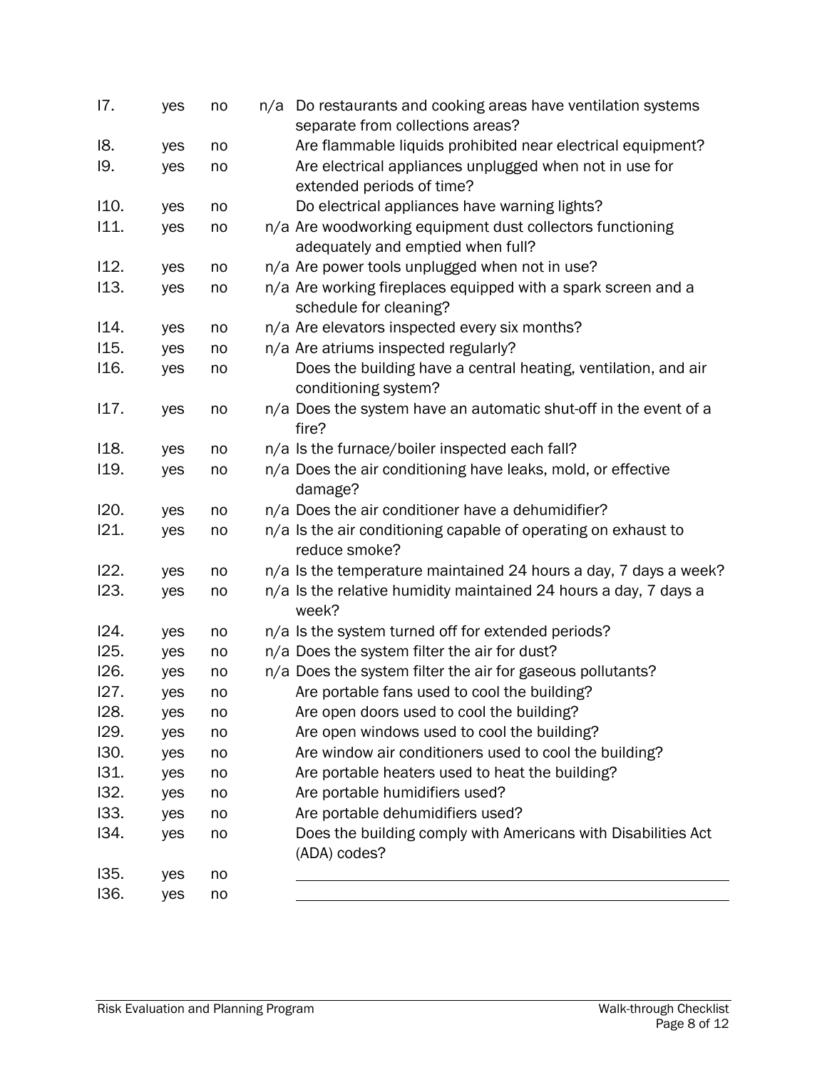| | | | | |
|---|---|---|---|---|
| I7. | yes | no | n/a | Do restaurants and cooking areas have ventilation systems separate from collections areas? |
| I8. | yes | no | | Are flammable liquids prohibited near electrical equipment? |
| I9. | yes | no | | Are electrical appliances unplugged when not in use for extended periods of time? |
| I10. | yes | no | | Do electrical appliances have warning lights? |
| I11. | yes | no | n/a | Are woodworking equipment dust collectors functioning adequately and emptied when full? |
| I12. | yes | no | n/a | Are power tools unplugged when not in use? |
| I13. | yes | no | n/a | Are working fireplaces equipped with a spark screen and a schedule for cleaning? |
| I14. | yes | no | n/a | Are elevators inspected every six months? |
| I15. | yes | no | n/a | Are atriums inspected regularly? |
| I16. | yes | no | | Does the building have a central heating, ventilation, and air conditioning system? |
| I17. | yes | no | n/a | Does the system have an automatic shut-off in the event of a fire? |
| I18. | yes | no | n/a | Is the furnace/boiler inspected each fall? |
| I19. | yes | no | n/a | Does the air conditioning have leaks, mold, or effective damage? |
| I20. | yes | no | n/a | Does the air conditioner have a dehumidifier? |
| I21. | yes | no | n/a | Is the air conditioning capable of operating on exhaust to reduce smoke? |
| I22. | yes | no | n/a | Is the temperature maintained 24 hours a day, 7 days a week? |
| I23. | yes | no | n/a | Is the relative humidity maintained 24 hours a day, 7 days a week? |
| I24. | yes | no | n/a | Is the system turned off for extended periods? |
| I25. | yes | no | n/a | Does the system filter the air for dust? |
| I26. | yes | no | n/a | Does the system filter the air for gaseous pollutants? |
| I27. | yes | no | | Are portable fans used to cool the building? |
| I28. | yes | no | | Are open doors used to cool the building? |
| I29. | yes | no | | Are open windows used to cool the building? |
| I30. | yes | no | | Are window air conditioners used to cool the building? |
| I31. | yes | no | | Are portable heaters used to heat the building? |
| I32. | yes | no | | Are portable humidifiers used? |
| I33. | yes | no | | Are portable dehumidifiers used? |
| I34. | yes | no | | Does the building comply with Americans with Disabilities Act (ADA) codes? |
| I35. | yes | no | | ______________________________ |
| I36. | yes | no | | ______________________________ |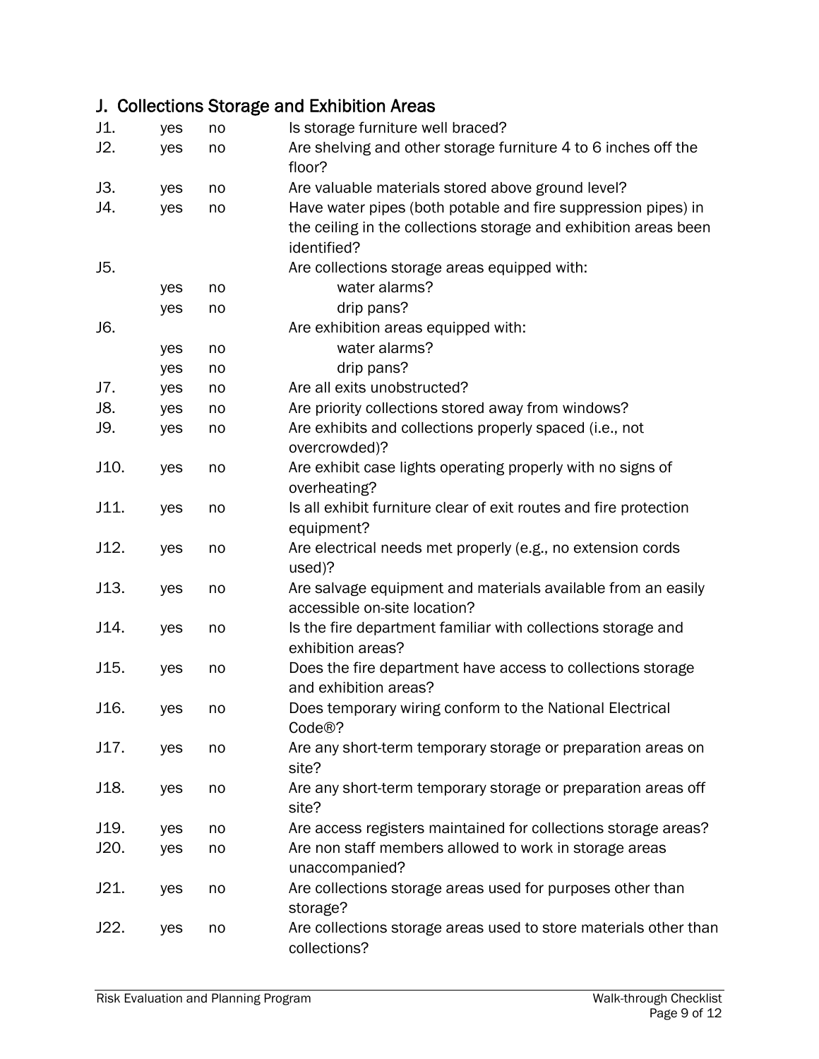## J. Collections Storage and Exhibition Areas

| | | | |
|---|---|---|---|
| J1. | yes | no | Is storage furniture well braced? |
| J2. | yes | no | Are shelving and other storage furniture 4 to 6 inches off the floor? |
| J3. | yes | no | Are valuable materials stored above ground level? |
| J4. | yes | no | Have water pipes (both potable and fire suppression pipes) in the ceiling in the collections storage and exhibition areas been identified? |
| J5. | | | Are collections storage areas equipped with: |
| | yes | no | water alarms? |
| | yes | no | drip pans? |
| J6. | | | Are exhibition areas equipped with: |
| | yes | no | water alarms? |
| | yes | no | drip pans? |
| J7. | yes | no | Are all exits unobstructed? |
| J8. | yes | no | Are priority collections stored away from windows? |
| J9. | yes | no | Are exhibits and collections properly spaced (i.e., not overcrowded)? |
| J10. | yes | no | Are exhibit case lights operating properly with no signs of overheating? |
| J11. | yes | no | Is all exhibit furniture clear of exit routes and fire protection equipment? |
| J12. | yes | no | Are electrical needs met properly (e.g., no extension cords used)? |
| J13. | yes | no | Are salvage equipment and materials available from an easily accessible on-site location? |
| J14. | yes | no | Is the fire department familiar with collections storage and exhibition areas? |
| J15. | yes | no | Does the fire department have access to collections storage and exhibition areas? |
| J16. | yes | no | Does temporary wiring conform to the National Electrical Code®? |
| J17. | yes | no | Are any short-term temporary storage or preparation areas on site? |
| J18. | yes | no | Are any short-term temporary storage or preparation areas off site? |
| J19. | yes | no | Are access registers maintained for collections storage areas? |
| J20. | yes | no | Are non staff members allowed to work in storage areas unaccompanied? |
| J21. | yes | no | Are collections storage areas used for purposes other than storage? |
| J22. | yes | no | Are collections storage areas used to store materials other than collections? |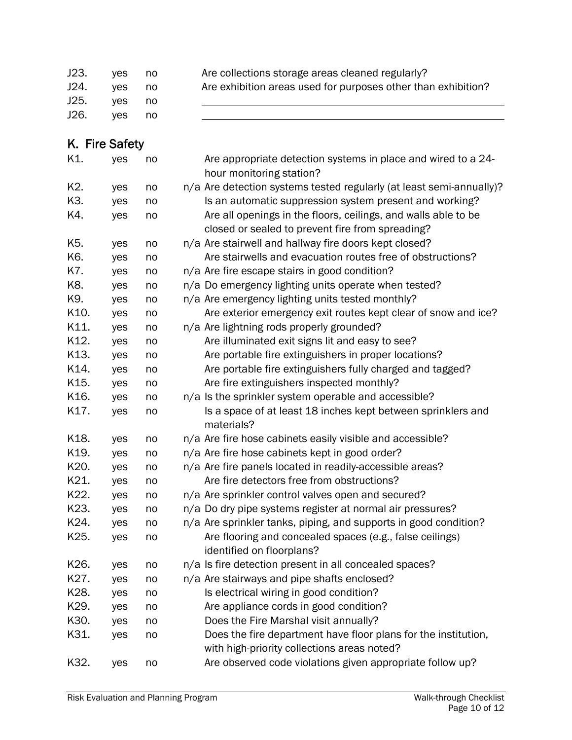| | | | | |
|---|---|---|---|---|
| J23. | yes | no | | Are collections storage areas cleaned regularly? |
| J24. | yes | no | | Are exhibition areas used for purposes other than exhibition? |
| J25. | yes | no | | ______________________________ |
| J26. | yes | no | | ______________________________ |

## K. Fire Safety

| | | | | |
|---|---|---|---|---|
| K1. | yes | no | | Are appropriate detection systems in place and wired to a 24-hour monitoring station? |
| K2. | yes | no | n/a | Are detection systems tested regularly (at least semi-annually)? |
| K3. | yes | no | | Is an automatic suppression system present and working? |
| K4. | yes | no | | Are all openings in the floors, ceilings, and walls able to be closed or sealed to prevent fire from spreading? |
| K5. | yes | no | n/a | Are stairwell and hallway fire doors kept closed? |
| K6. | yes | no | | Are stairwells and evacuation routes free of obstructions? |
| K7. | yes | no | n/a | Are fire escape stairs in good condition? |
| K8. | yes | no | n/a | Do emergency lighting units operate when tested? |
| K9. | yes | no | n/a | Are emergency lighting units tested monthly? |
| K10. | yes | no | | Are exterior emergency exit routes kept clear of snow and ice? |
| K11. | yes | no | n/a | Are lightning rods properly grounded? |
| K12. | yes | no | | Are illuminated exit signs lit and easy to see? |
| K13. | yes | no | | Are portable fire extinguishers in proper locations? |
| K14. | yes | no | | Are portable fire extinguishers fully charged and tagged? |
| K15. | yes | no | | Are fire extinguishers inspected monthly? |
| K16. | yes | no | n/a | Is the sprinkler system operable and accessible? |
| K17. | yes | no | | Is a space of at least 18 inches kept between sprinklers and materials? |
| K18. | yes | no | n/a | Are fire hose cabinets easily visible and accessible? |
| K19. | yes | no | n/a | Are fire hose cabinets kept in good order? |
| K20. | yes | no | n/a | Are fire panels located in readily-accessible areas? |
| K21. | yes | no | | Are fire detectors free from obstructions? |
| K22. | yes | no | n/a | Are sprinkler control valves open and secured? |
| K23. | yes | no | n/a | Do dry pipe systems register at normal air pressures? |
| K24. | yes | no | n/a | Are sprinkler tanks, piping, and supports in good condition? |
| K25. | yes | no | | Are flooring and concealed spaces (e.g., false ceilings) identified on floorplans? |
| K26. | yes | no | n/a | Is fire detection present in all concealed spaces? |
| K27. | yes | no | n/a | Are stairways and pipe shafts enclosed? |
| K28. | yes | no | | Is electrical wiring in good condition? |
| K29. | yes | no | | Are appliance cords in good condition? |
| K30. | yes | no | | Does the Fire Marshal visit annually? |
| K31. | yes | no | | Does the fire department have floor plans for the institution, with high-priority collections areas noted? |
| K32. | yes | no | | Are observed code violations given appropriate follow up? |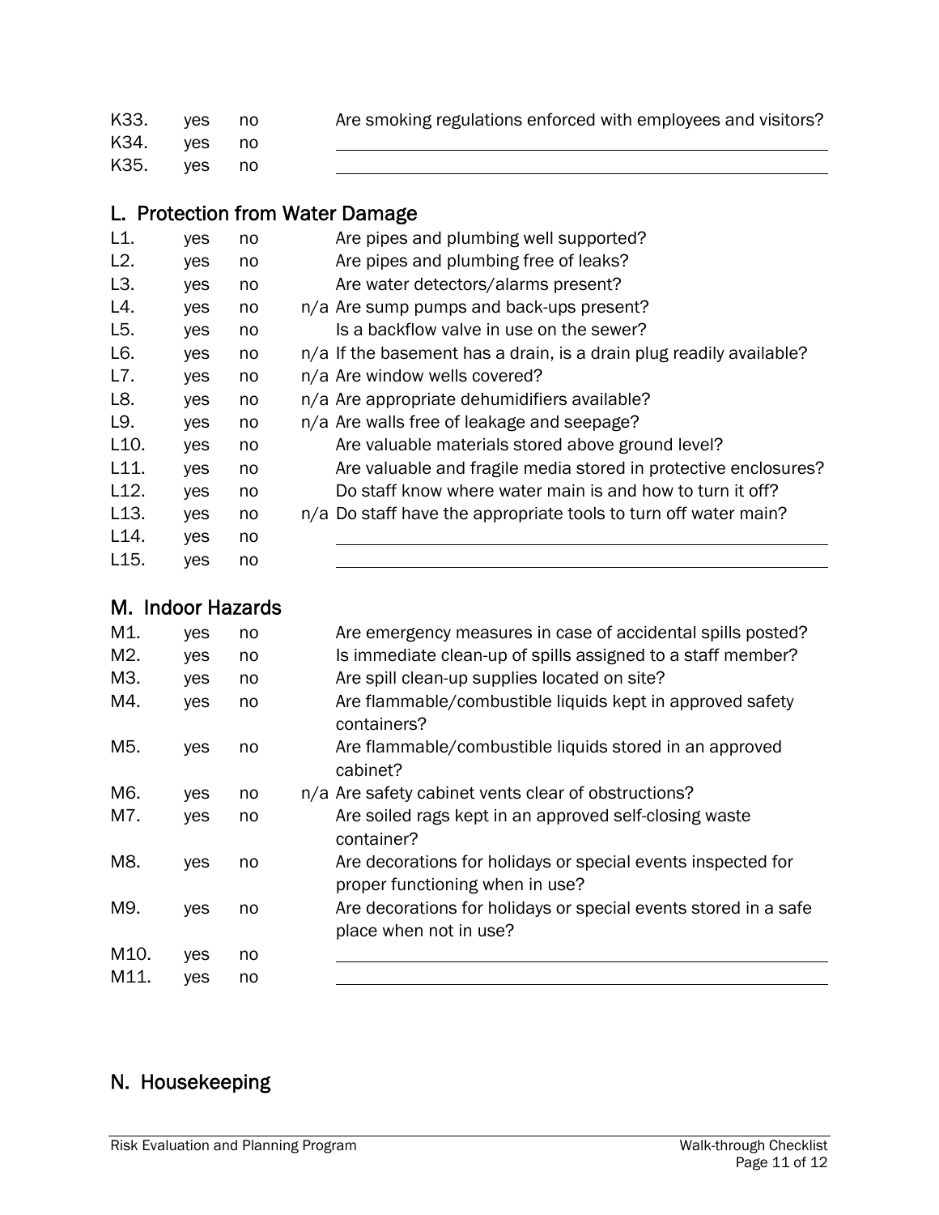| | | | | |
|---|---|---|---|---|
| K33. | yes | no | | Are smoking regulations enforced with employees and visitors? |
| K34. | yes | no | | ______ |
| K35. | yes | no | | ______ |

## L. Protection from Water Damage

| | | | | |
|---|---|---|---|---|
| L1. | yes | no | | Are pipes and plumbing well supported? |
| L2. | yes | no | | Are pipes and plumbing free of leaks? |
| L3. | yes | no | | Are water detectors/alarms present? |
| L4. | yes | no | n/a | Are sump pumps and back-ups present? |
| L5. | yes | no | | Is a backflow valve in use on the sewer? |
| L6. | yes | no | n/a | If the basement has a drain, is a drain plug readily available? |
| L7. | yes | no | n/a | Are window wells covered? |
| L8. | yes | no | n/a | Are appropriate dehumidifiers available? |
| L9. | yes | no | n/a | Are walls free of leakage and seepage? |
| L10. | yes | no | | Are valuable materials stored above ground level? |
| L11. | yes | no | | Are valuable and fragile media stored in protective enclosures? |
| L12. | yes | no | | Do staff know where water main is and how to turn it off? |
| L13. | yes | no | n/a | Do staff have the appropriate tools to turn off water main? |
| L14. | yes | no | | ______ |
| L15. | yes | no | | ______ |

## M. Indoor Hazards

| | | | | |
|---|---|---|---|---|
| M1. | yes | no | | Are emergency measures in case of accidental spills posted? |
| M2. | yes | no | | Is immediate clean-up of spills assigned to a staff member? |
| M3. | yes | no | | Are spill clean-up supplies located on site? |
| M4. | yes | no | | Are flammable/combustible liquids kept in approved safety containers? |
| M5. | yes | no | | Are flammable/combustible liquids stored in an approved cabinet? |
| M6. | yes | no | n/a | Are safety cabinet vents clear of obstructions? |
| M7. | yes | no | | Are soiled rags kept in an approved self-closing waste container? |
| M8. | yes | no | | Are decorations for holidays or special events inspected for proper functioning when in use? |
| M9. | yes | no | | Are decorations for holidays or special events stored in a safe place when not in use? |
| M10. | yes | no | | ______ |
| M11. | yes | no | | ______ |

## N. Housekeeping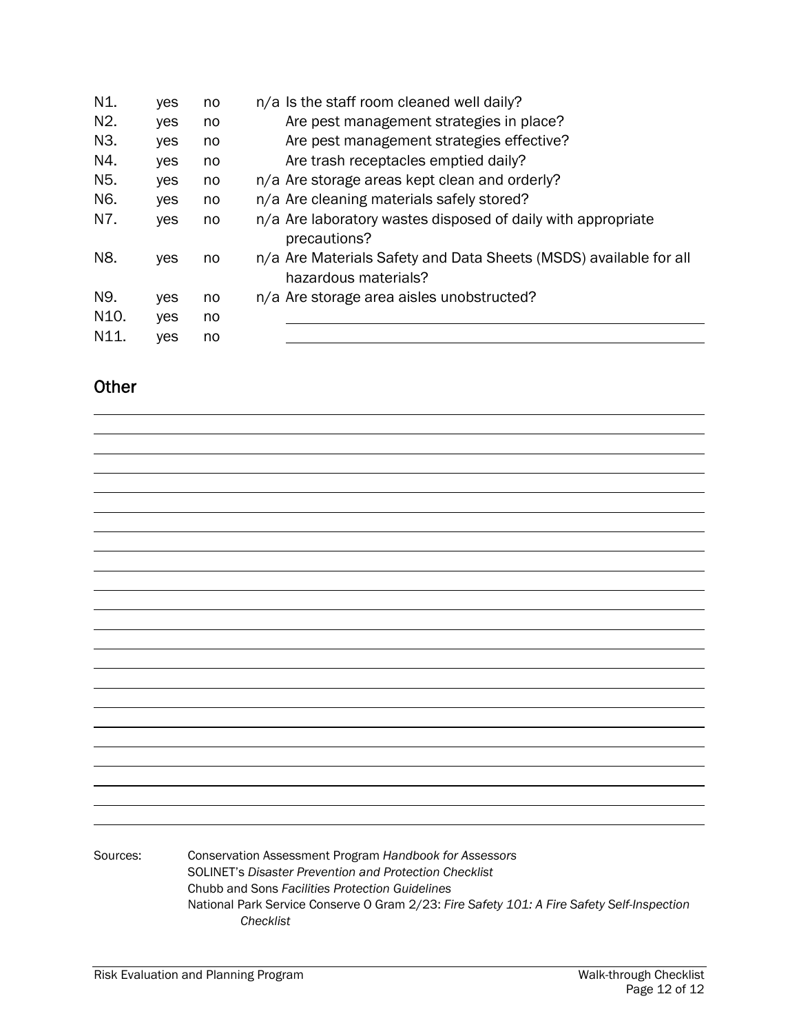| | | | | |
|---|---|---|---|---|
| N1. | yes | no | n/a | Is the staff room cleaned well daily? |
| N2. | yes | no | | Are pest management strategies in place? |
| N3. | yes | no | | Are pest management strategies effective? |
| N4. | yes | no | | Are trash receptacles emptied daily? |
| N5. | yes | no | n/a | Are storage areas kept clean and orderly? |
| N6. | yes | no | n/a | Are cleaning materials safely stored? |
| N7. | yes | no | n/a | Are laboratory wastes disposed of daily with appropriate precautions? |
| N8. | yes | no | n/a | Are Materials Safety and Data Sheets (MSDS) available for all hazardous materials? |
| N9. | yes | no | n/a | Are storage area aisles unobstructed? |
| N10. | yes | no | | ____________________ |
| N11. | yes | no | | ____________________ |

## Other

Sources: Conservation Assessment Program *Handbook for Assessors*
SOLINET's *Disaster Prevention and Protection Checklist*
Chubb and Sons *Facilities Protection Guidelines*
National Park Service Conserve O Gram 2/23: *Fire Safety 101: A Fire Safety Self-Inspection Checklist*